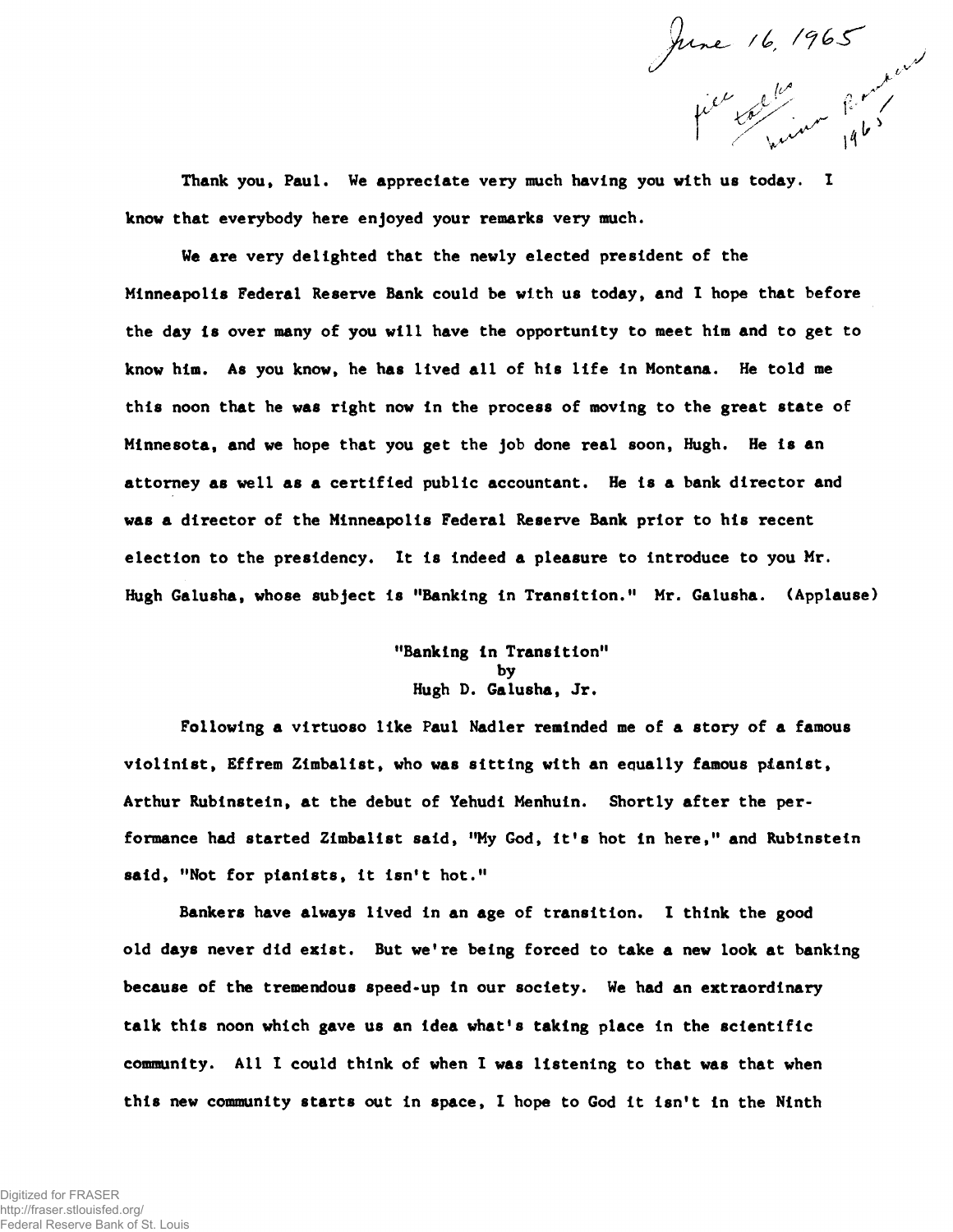June 16, 1965

file talks Minn Bankers 1965

Thank you, Paul. We appreciate very much having you with us today. I know that everybody here enjoyed your remarks very much.

We are very delighted that the newly elected president of the Minneapolis Federal Reserve Bank could be with us today, and I hope that before the day is over many of you will have the opportunity to meet him and to get to know him. As you know, he has lived all of his life in Montana. He told me this noon that he was right now in the process of moving to the great state of Minnesota, and we hope that you get the job done real soon, Hugh. He is an attorney as well as a certified public accountant. He is a bank director and was a director of the Minneapolis Federal Reserve Bank prior to his recent election to the presidency. It is indeed a pleasure to introduce to you Mr. Hugh Galusha, whose subject is "Banking in Transition." Mr. Galusha. (Applause)

## "Banking in Transition"

by

Hugh D. Galusha, Jr.

Following a virtuoso like Paul Nadler reminded me of a story of a famous violinist, Effrem Zimbalist, who was sitting with an equally famous pianist, Arthur Rubinstein, at the debut of Yehudi Menhuin. Shortly after the performance had started Zimbalist said, "My God, it's hot in here," and Rubinstein said, "Not for pianists, it isn't hot."

Bankers have always lived in an age of transition. I think the good old days never did exist. But we're being forced to take a new look at banking because of the tremendous speed-up in our society. We had an extraordinary talk this noon which gave us an idea what's taking place in the scientific community. All I could think of when I was listening to that was that when this new community starts out in space, I hope to God it isn't in the Ninth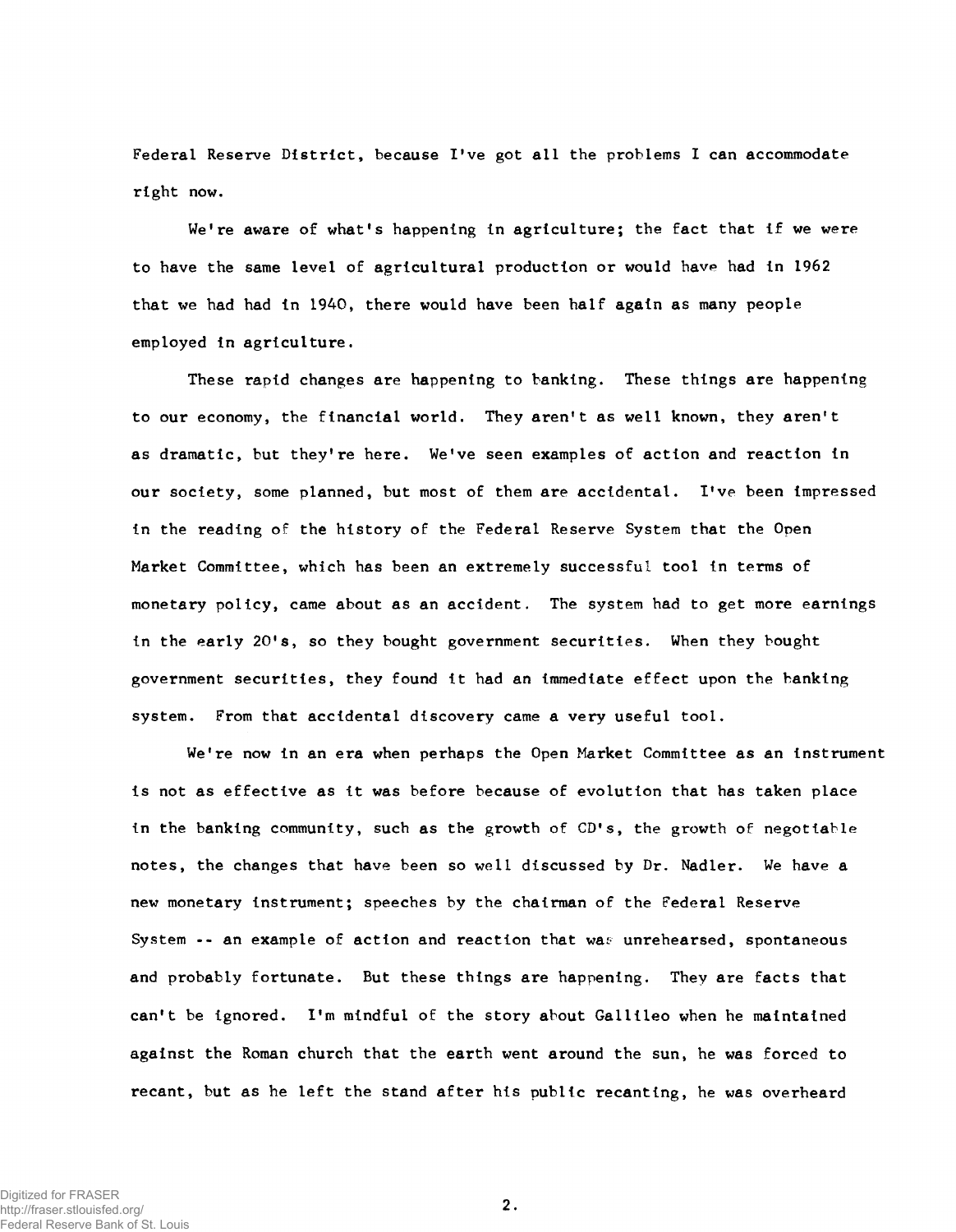Federal Reserve District, because I've got all the problems I can accommodate right now.

We're aware of what's happening in agriculture; the fact that if we were to have the same level of agricultural production or would have had in 1962 that we had had in 1940, there would have been half again as many people employed in agriculture.

These rapid changes are happening to banking. These things are happening to our economy, the financial world. They aren't as well known, they aren't as dramatic, but they're here. We've seen examples of action and reaction in our society, some planned, but most of them are accidental. I've been impressed in the reading of the history of the Federal Reserve System that the Open Market Committee, which has been an extremely successful tool in terms of monetary policy, came about as an accident. The system had to get more earnings in the early 20's, so they bought government securities. When they bought government securities, they found it had an immediate effect upon the banking system. From that accidental discovery came a very useful tool.

We're now in an era when perhaps the Open Market Committee as an instrument is not as effective as it was before because of evolution that has taken place in the banking community, such as the growth of CD's, the growth of negotiable notes, the changes that have been so well discussed by Dr. Nadler. We have a new monetary instrument; speeches by the chairman of the Federal Reserve System -- an example of action and reaction that was unrehearsed, spontaneous and probably fortunate. But these things are happening. They are facts that can't be ignored. I'm mindful of the story about Gallileo when he maintained against the Roman church that the earth went around the sun, he was forced to recant, but as he left the stand after his public recanting, he was overheard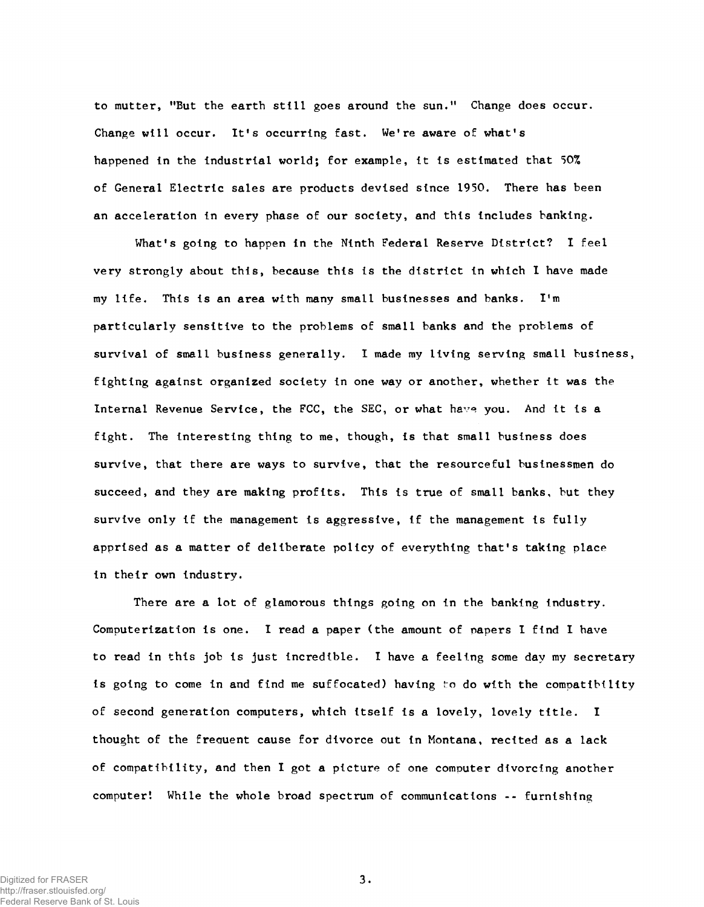to mutter, "But the earth still goes around the sun." Change does occur. Change will occur. It's occurring fast. We're aware of what's happened in the industrial world; for example, it is estimated that 50% of General Electric sales are products devised since 1950. There has been an acceleration in every phase of our society, and this includes banking.

What's going to happen in the Ninth Federal Reserve District? I feel very strongly about this, because this is the district in which I have made my life. This is an area with many small businesses and banks. I'm particularly sensitive to the problems of small banks and the problems of survival of small business generally. I made my living serving small business, fighting against organized society in one way or another, whether it was the Internal Revenue Service, the FCC, the SEC, or what have you. And it is a fight. The interesting thing to me, though, is that small business does survive, that there are ways to survive, that the resourceful businessmen do succeed, and they are making profits. This is true of small banks, but they survive only if the management is aggressive, if the management is fully apprised as a matter of deliberate policy of everything that's taking place in their own industry.

There are a lot of glamorous things going on in the banking industry. Computerization is one. I read a paper (the amount of papers I find I have to read in this job is just incredible. I have a feeling some day my secretary is going to come in and find me suffocated) having to do with the compatibility of second generation computers, which itself is a lovely, lovely title. I thought of the frequent cause for divorce out in Montana, recited as a lack of compatibility, and then I got a picture of one computer divorcing another computer! While the whole broad spectrum of communications -- furnishing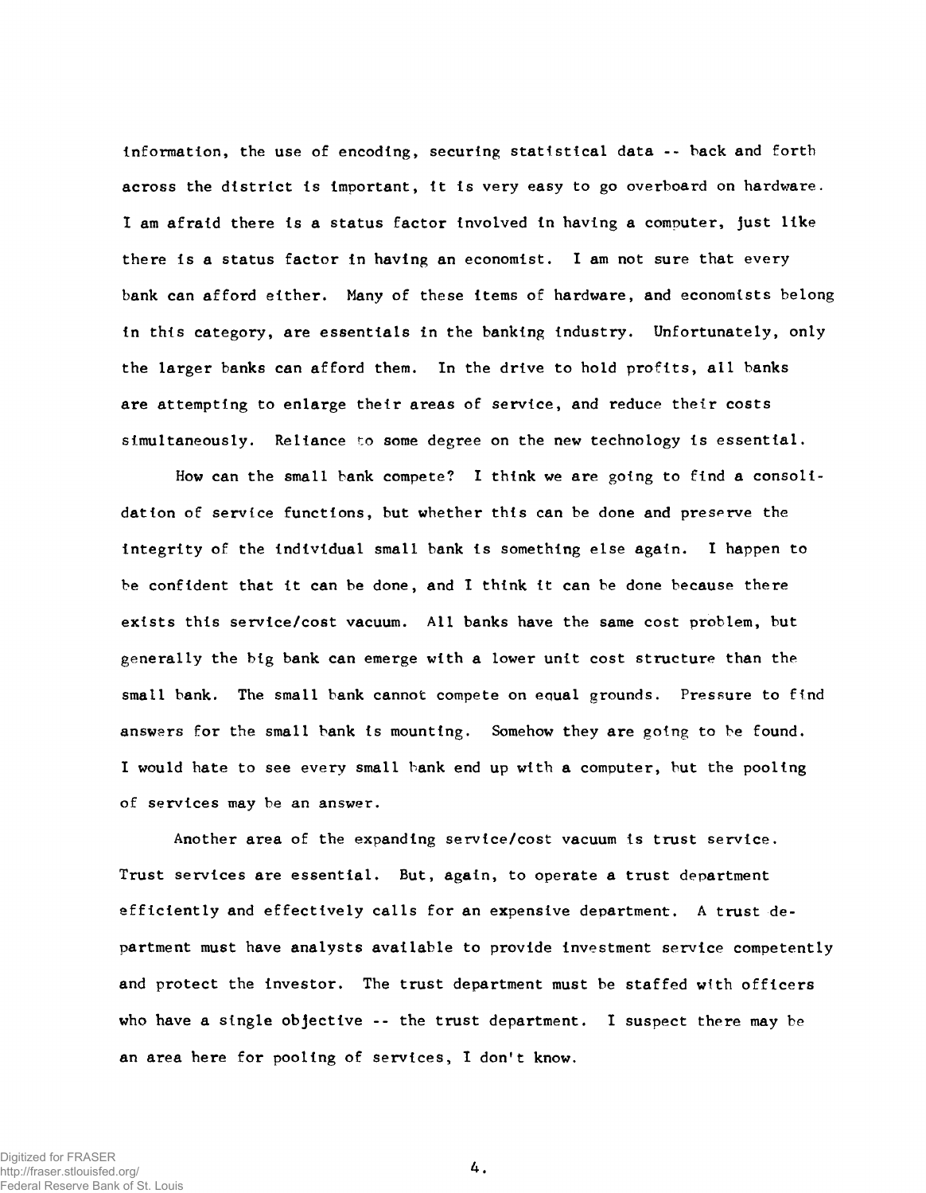information, the use of encoding, securing statistical data -- back and forth across the district is important, it is very easy to go overboard on hardware. I am afraid there is a status factor involved in having a computer, just like there is a status factor in having an economist. I am not sure that every bank can afford either. Many of these items of hardware, and economists belong in this category, are essentials in the banking industry. Unfortunately, only the larger banks can afford them. In the drive to hold profits, all banks are attempting to enlarge their areas of service, and reduce their costs simultaneously. Reliance to some degree on the new technology is essential.

How can the small bank compete? I think we are going to find a consolidation of service functions, but whether this can be done and preserve the integrity of the individual small bank is something else again. I happen to be confident that it can be done, and I think it can be done because there exists this service/cost vacuum. All banks have the same cost problem, but generally the big bank can emerge with a lower unit cost structure than the small bank. The small bank cannot compete on equal grounds. Pressure to find answers for the small bank is mounting. Somehow they are going to be found. I would hate to see every small bank end up with a computer, but the pooling of services may be an answer.

Another area of the expanding service/cost vacuum is trust service. Trust services are essential. But, again, to operate a trust department efficiently and effectively calls for an expensive department. A trust department must have analysts available to provide investment service competently and protect the investor. The trust department must be staffed with officers who have a single objective -- the trust department. I suspect there may be an area here for pooling of services, I don't know.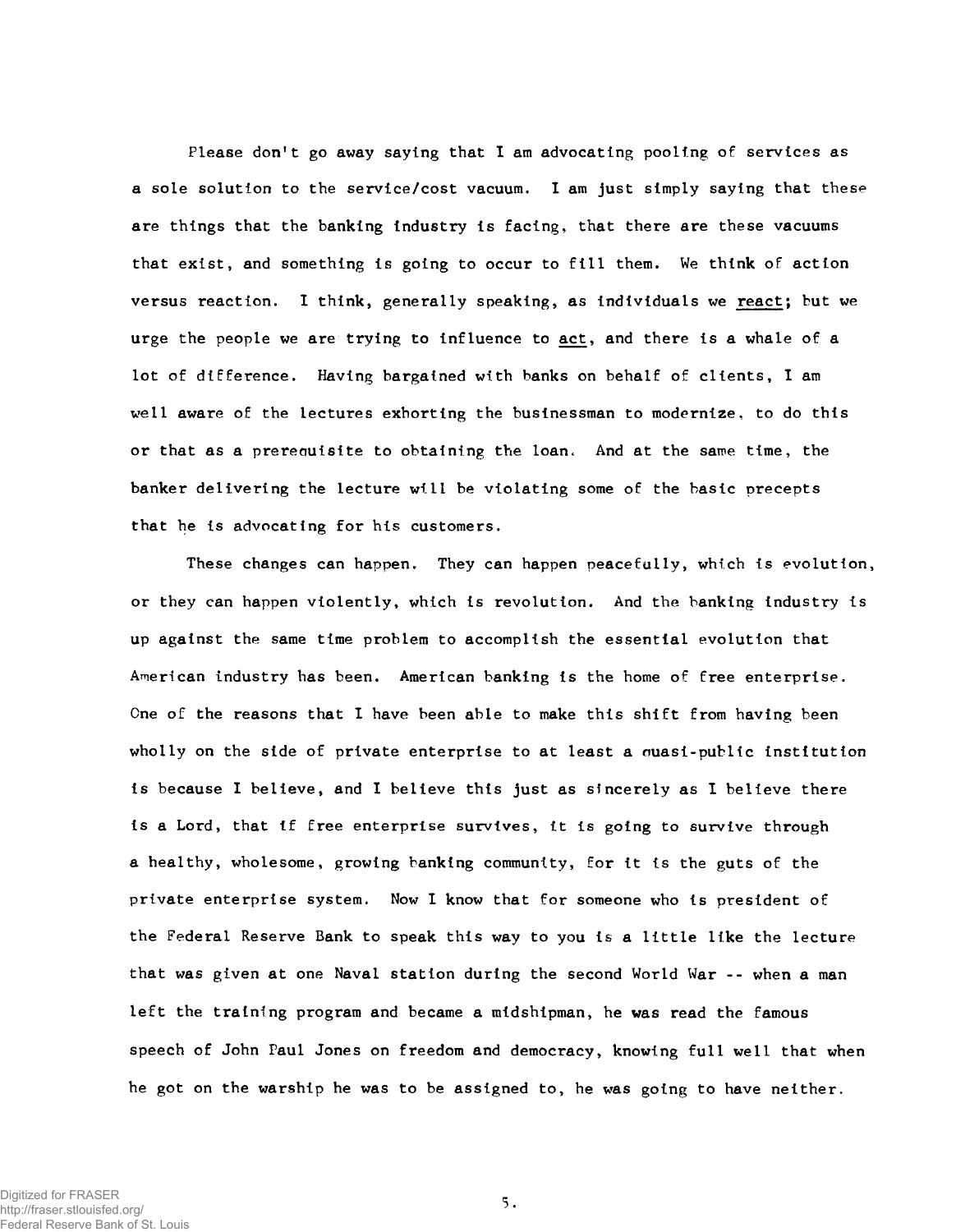Please don't go away saying that I am advocating pooling of services as a sole solution to the service/cost vacuum. I am just simply saying that these are things that the banking industry is facing, that there are these vacuums that exist, and something is going to occur to fill them. We think of action versus reaction. I think, generally speaking, as individuals we <u>react</u>; but we urge the people we are trying to influence to <u>act</u>, and there is a whale of a lot of difference. Having bargained with banks on behalf of clients, I am well aware of the lectures exhorting the businessman to modernize, to do this or that as a prerequisite to obtaining the loan. And at the same time, the banker delivering the lecture will be violating some of the basic precepts that he is advocating for his customers.

These changes can happen. They can happen peacefully, which is evolution, or they can happen violently, which is revolution. And the banking industry is up against the same time problem to accomplish the essential evolution that American industry has been. American banking is the home of free enterprise. One of the reasons that I have been able to make this shift from having been wholly on the side of private enterprise to at least a quasi-public institution is because I believe, and I believe this just as sincerely as I believe there is a Lord, that if free enterprise survives, it is going to survive through a healthy, wholesome, growing banking community, for it is the guts of the private enterprise system. Now I know that for someone who is president of the Federal Reserve Bank to speak this way to you is a little like the lecture that was given at one Naval station during the second World War -- when a man left the training program and became a midshipman, he was read the famous speech of John Paul Jones on freedom and democracy, knowing full well that when he got on the warship he was to be assigned to, he was going to have neither.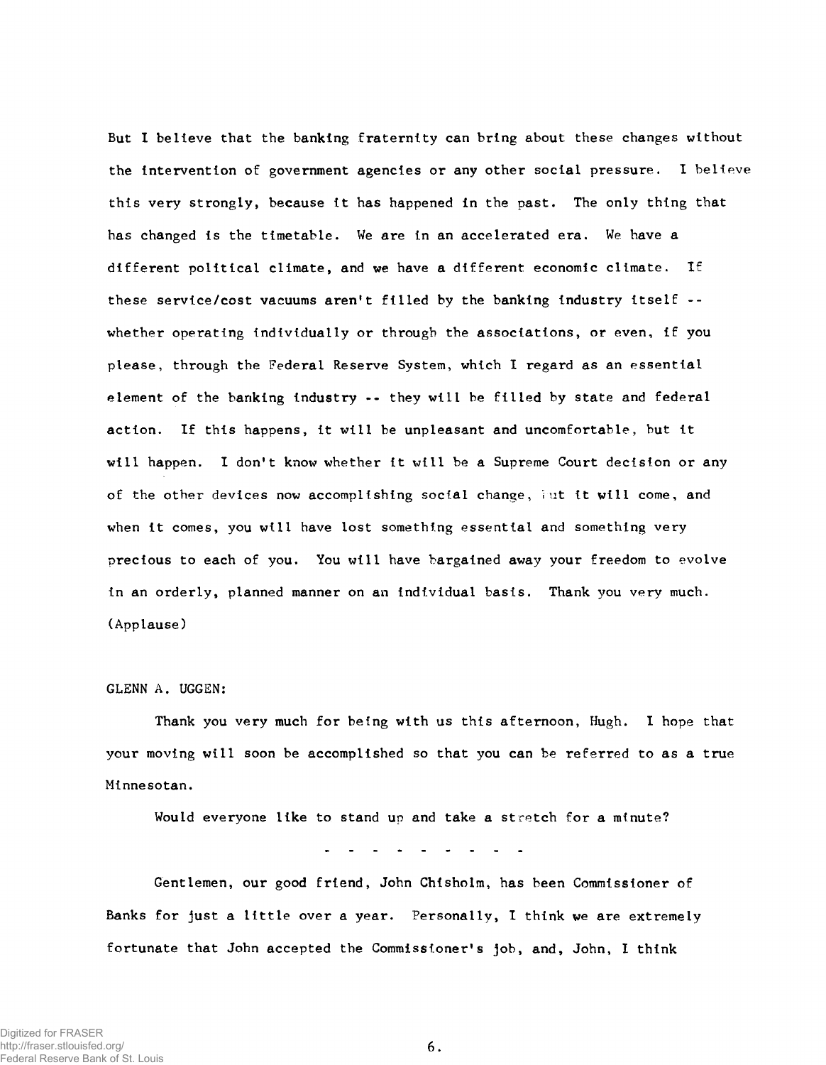But I believe that the banking fraternity can bring about these changes without the intervention of government agencies or any other social pressure. I believe this very strongly, because it has happened in the past. The only thing that has changed is the timetable. We are in an accelerated era. We have a different political climate, and we have a different economic climate. If these service/cost vacuums aren't filled by the banking industry itself -- whether operating individually or through the associations, or even, if you please, through the Federal Reserve System, which I regard as an essential element of the banking industry -- they will be filled by state and federal action. If this happens, it will be unpleasant and uncomfortable, but it will happen. I don't know whether it will be a Supreme Court decision or any of the other devices now accomplishing social change, but it will come, and when it comes, you will have lost something essential and something very precious to each of you. You will have bargained away your freedom to evolve in an orderly, planned manner on an individual basis. Thank you very much. (Applause)

GLENN A. UGGEN:

Thank you very much for being with us this afternoon, Hugh. I hope that your moving will soon be accomplished so that you can be referred to as a true Minnesotan.

Would everyone like to stand up and take a stretch for a minute?

- - - - - - - - - -

Gentlemen, our good friend, John Chisholm, has been Commissioner of Banks for just a little over a year. Personally, I think we are extremely fortunate that John accepted the Commissioner's job, and, John, I think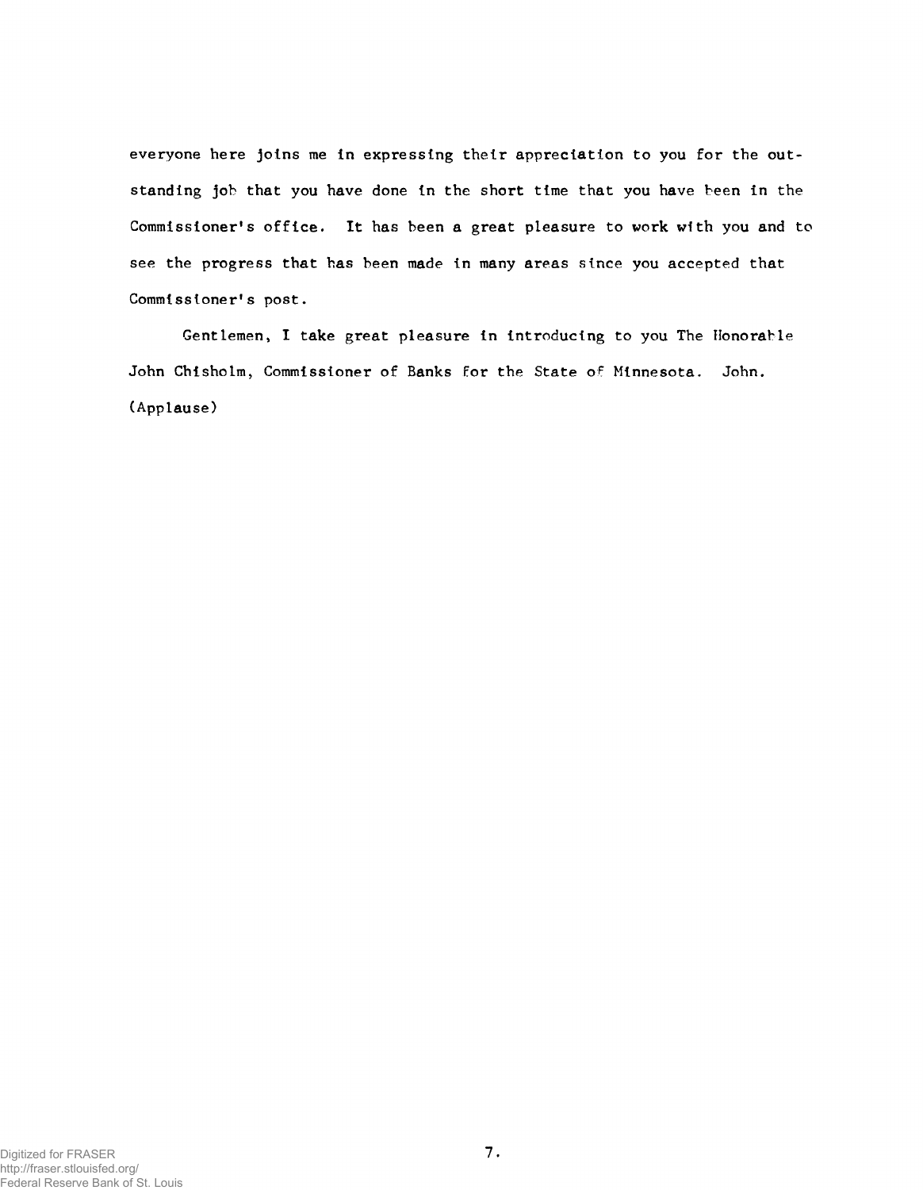everyone here joins me in expressing their appreciation to you for the outstanding job that you have done in the short time that you have been in the Commissioner's office. It has been a great pleasure to work with you and to see the progress that has been made in many areas since you accepted that Commissioner's post.

Gentlemen, I take great pleasure in introducing to you The Honorable John Chisholm, Commissioner of Banks for the State of Minnesota. John. (Applause)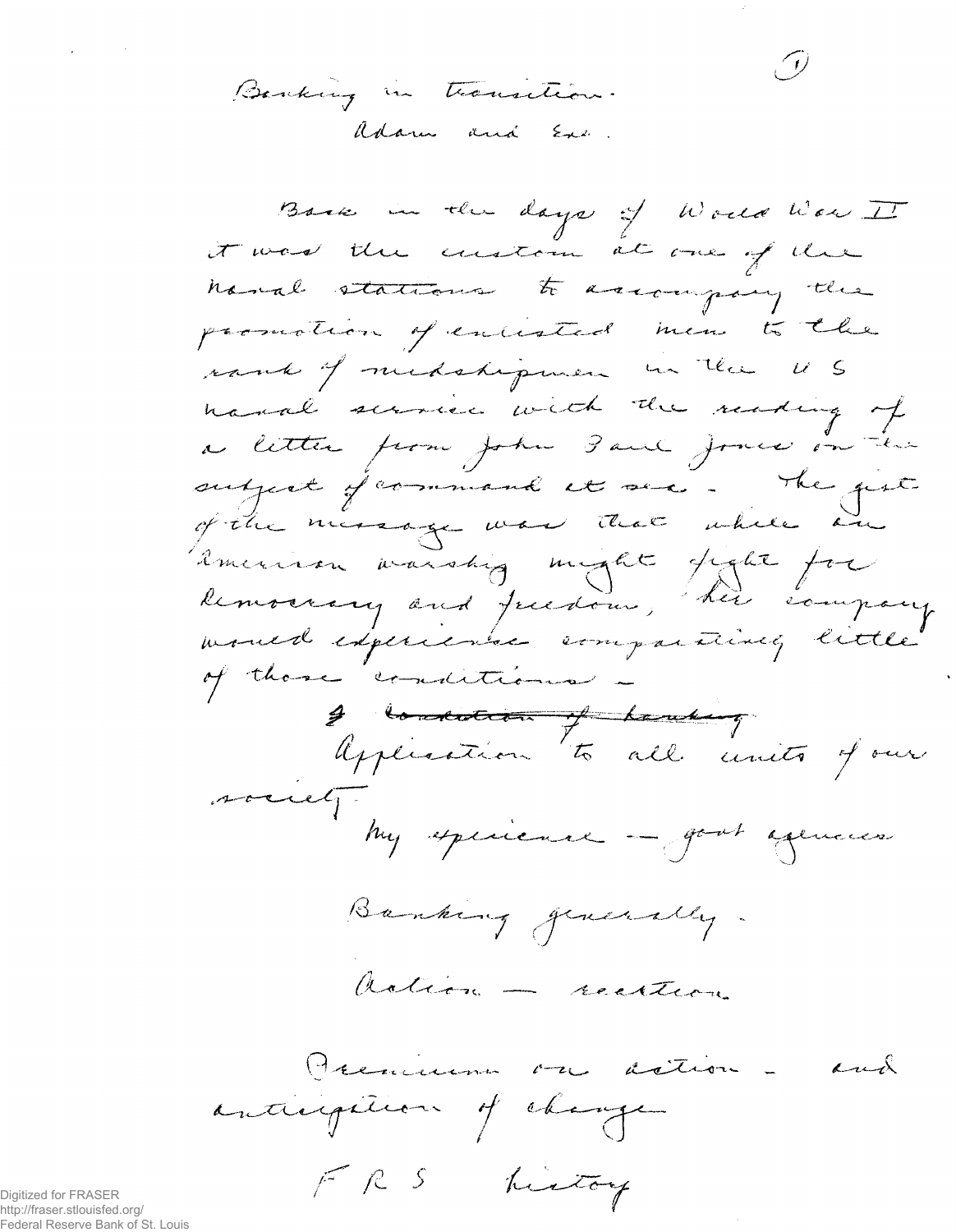Banking in transition.
Adam and Eve.

Back in the days of World War II it was the custom at one of the naval stations to accompany the promotion of enlisted men to the rank of midshipmen in the U S naval service with the reading of a letter from John Paul Jones on the subject of command at sea. The gist of the message was that while an American warship might fight for democracy and freedom, her company would experience comparatively little of those conditions -

~~Condition of banking~~
Application to all units of our society.

My experience — govt agencies

Banking generally.

Action — reaction

Premium on action - and anticipation of change

F R S history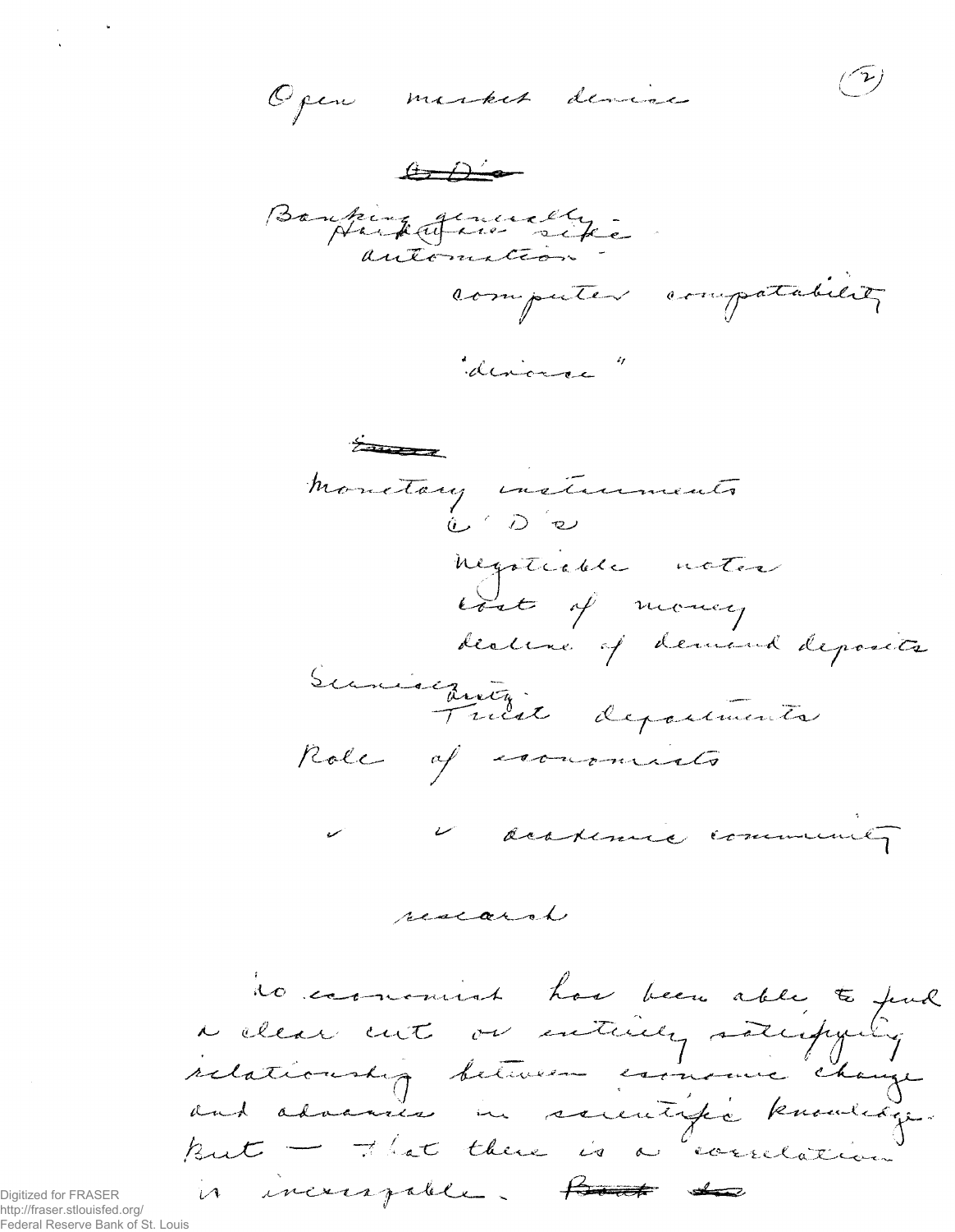Open market devices

~~C.D.'s~~

Banking generally -
Hardware side -
automation -
computer compatability

"devices"

~~Issues~~

Monetary instruments
C.D.'s
Negotiable notes
Cost of money
decline of demand deposits
Seniority
Trust departments
Role of economists

" " academic community

research

No economist has been able to find a clear cut or entirely satisfying relationship between economic change and advances in scientific knowledge. But — that there is a correlation is inescapable. ~~Both~~ ~~to~~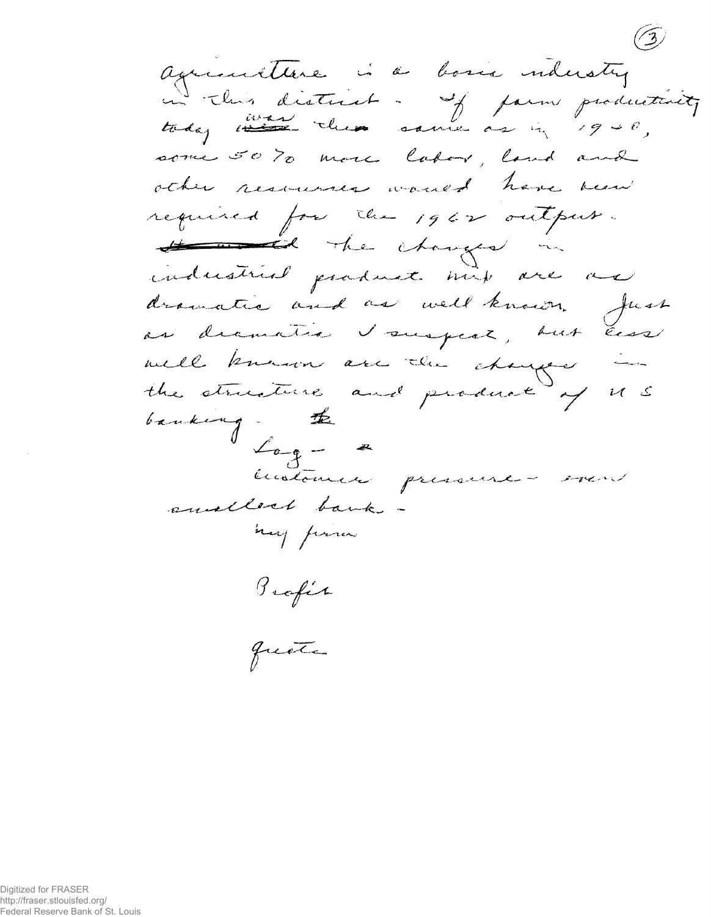agriculture is a basic industry in this district - If farm productivity today was the same as in 1940, some 50% more labor, land and other resources would have been required for the 1962 output. ~~Indeed~~ the changes in industrial product mix are as dramatic and as well known. Just as dramatic I suspect, but less well known are the changes in the structure and product of U S banking. ~~The~~

Log - a

customer pressure - even smallest bank -

my firm

Profit

Quote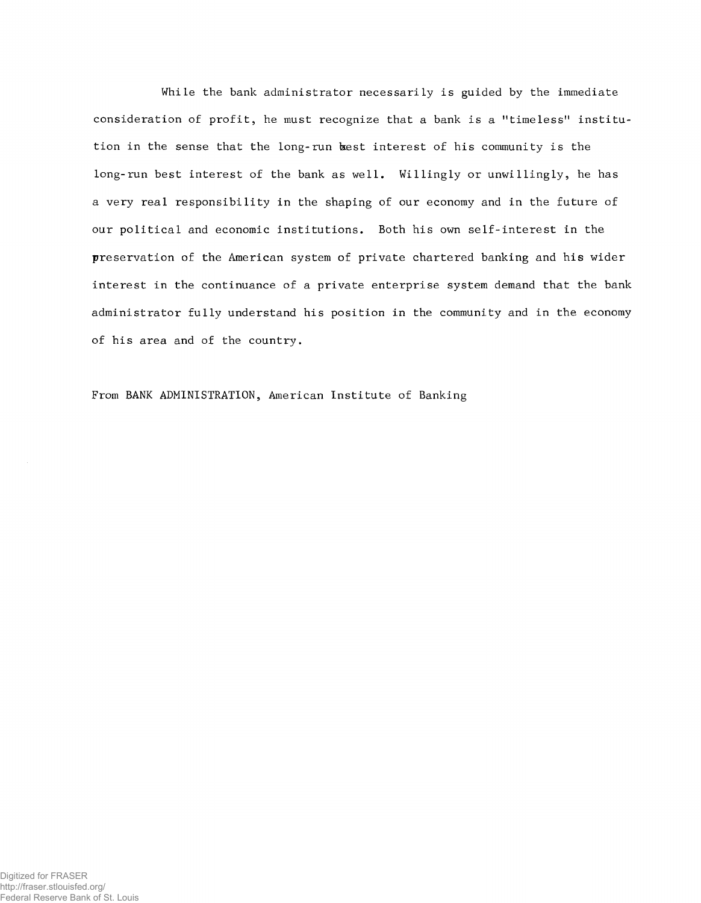While the bank administrator necessarily is guided by the immediate consideration of profit, he must recognize that a bank is a "timeless" institution in the sense that the long-run best interest of his community is the long-run best interest of the bank as well. Willingly or unwillingly, he has a very real responsibility in the shaping of our economy and in the future of our political and economic institutions. Both his own self-interest in the preservation of the American system of private chartered banking and his wider interest in the continuance of a private enterprise system demand that the bank administrator fully understand his position in the community and in the economy of his area and of the country.

From BANK ADMINISTRATION, American Institute of Banking